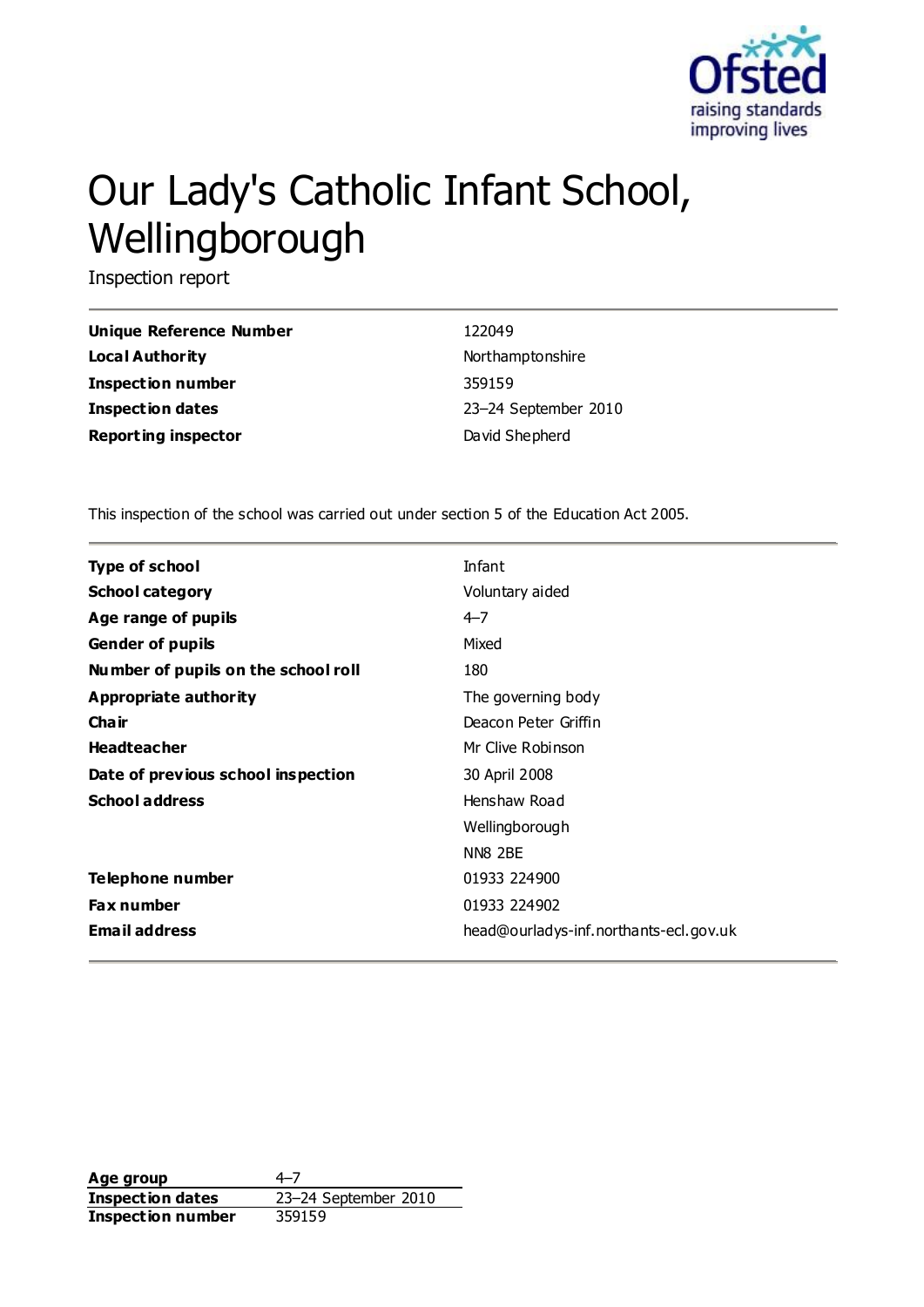# Our Lady's Catholic Infant School, Wellingborough

Inspection report

| | |
|---|---|
| **Unique Reference Number** | 122049 |
| **Local Authority** | Northamptonshire |
| **Inspection number** | 359159 |
| **Inspection dates** | 23–24 September 2010 |
| **Reporting inspector** | David Shepherd |

This inspection of the school was carried out under section 5 of the Education Act 2005.

| | |
|---|---|
| **Type of school** | Infant |
| **School category** | Voluntary aided |
| **Age range of pupils** | 4–7 |
| **Gender of pupils** | Mixed |
| **Number of pupils on the school roll** | 180 |
| **Appropriate authority** | The governing body |
| **Chair** | Deacon Peter Griffin |
| **Headteacher** | Mr Clive Robinson |
| **Date of previous school inspection** | 30 April 2008 |
| **School address** | Henshaw Road<br>Wellingborough<br>NN8 2BE |
| **Telephone number** | 01933 224900 |
| **Fax number** | 01933 224902 |
| **Email address** | head@ourladys-inf.northants-ecl.gov.uk |

| | |
|---|---|
| **Age group** | 4–7 |
| **Inspection dates** | 23–24 September 2010 |
| **Inspection number** | 359159 |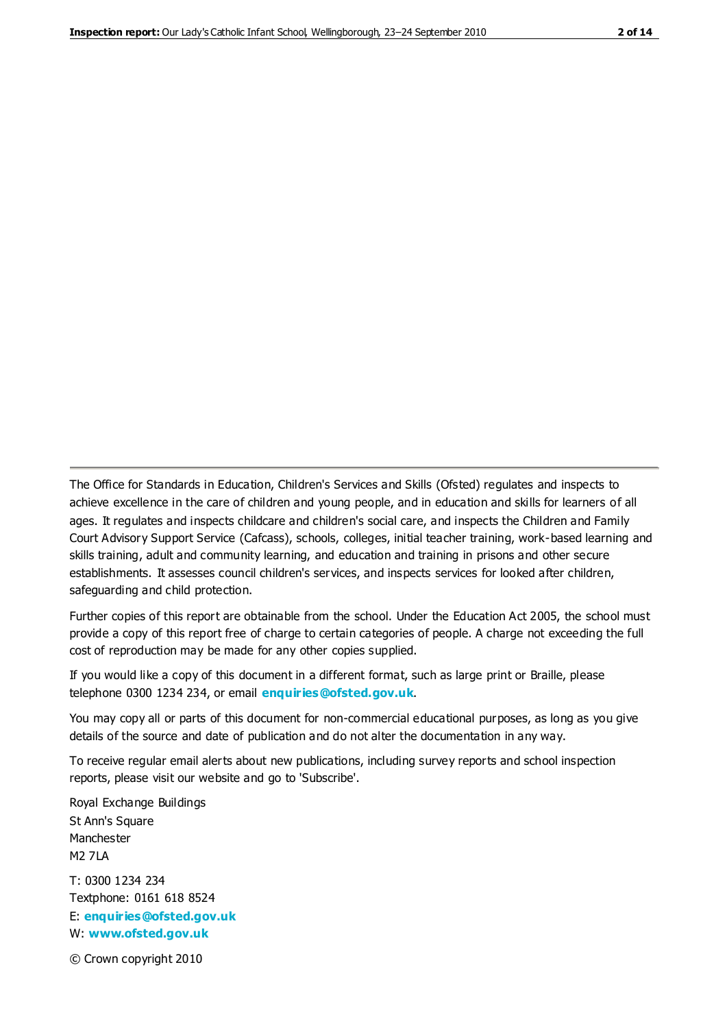The Office for Standards in Education, Children's Services and Skills (Ofsted) regulates and inspects to achieve excellence in the care of children and young people, and in education and skills for learners of all ages. It regulates and inspects childcare and children's social care, and inspects the Children and Family Court Advisory Support Service (Cafcass), schools, colleges, initial teacher training, work-based learning and skills training, adult and community learning, and education and training in prisons and other secure establishments. It assesses council children's services, and inspects services for looked after children, safeguarding and child protection.

Further copies of this report are obtainable from the school. Under the Education Act 2005, the school must provide a copy of this report free of charge to certain categories of people. A charge not exceeding the full cost of reproduction may be made for any other copies supplied.

If you would like a copy of this document in a different format, such as large print or Braille, please telephone 0300 1234 234, or email **enquiries@ofsted.gov.uk**.

You may copy all or parts of this document for non-commercial educational purposes, as long as you give details of the source and date of publication and do not alter the documentation in any way.

To receive regular email alerts about new publications, including survey reports and school inspection reports, please visit our website and go to 'Subscribe'.

Royal Exchange Buildings
St Ann's Square
Manchester
M2 7LA

T: 0300 1234 234
Textphone: 0161 618 8524
E: **enquiries@ofsted.gov.uk**
W: **www.ofsted.gov.uk**

© Crown copyright 2010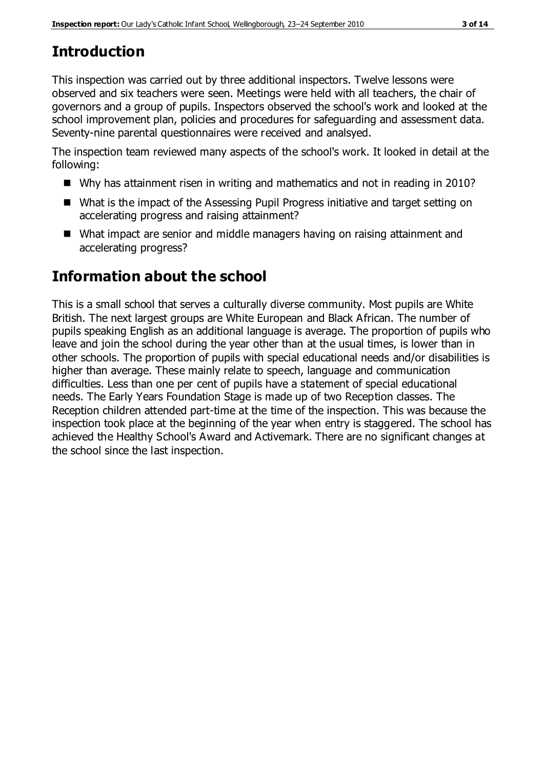# Introduction

This inspection was carried out by three additional inspectors. Twelve lessons were observed and six teachers were seen. Meetings were held with all teachers, the chair of governors and a group of pupils. Inspectors observed the school's work and looked at the school improvement plan, policies and procedures for safeguarding and assessment data. Seventy-nine parental questionnaires were received and analsyed.

The inspection team reviewed many aspects of the school's work. It looked in detail at the following:

- Why has attainment risen in writing and mathematics and not in reading in 2010?
- What is the impact of the Assessing Pupil Progress initiative and target setting on accelerating progress and raising attainment?
- What impact are senior and middle managers having on raising attainment and accelerating progress?

# Information about the school

This is a small school that serves a culturally diverse community. Most pupils are White British. The next largest groups are White European and Black African. The number of pupils speaking English as an additional language is average. The proportion of pupils who leave and join the school during the year other than at the usual times, is lower than in other schools. The proportion of pupils with special educational needs and/or disabilities is higher than average. These mainly relate to speech, language and communication difficulties. Less than one per cent of pupils have a statement of special educational needs. The Early Years Foundation Stage is made up of two Reception classes. The Reception children attended part-time at the time of the inspection. This was because the inspection took place at the beginning of the year when entry is staggered. The school has achieved the Healthy School's Award and Activemark. There are no significant changes at the school since the last inspection.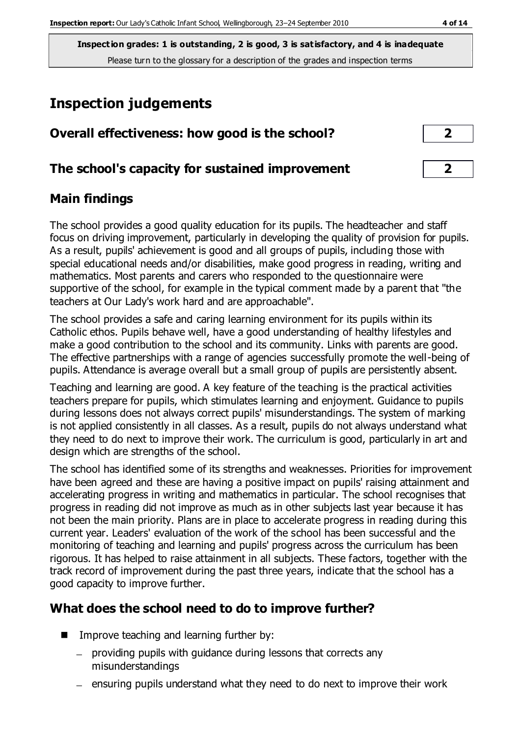**Inspection grades: 1 is outstanding, 2 is good, 3 is satisfactory, and 4 is inadequate**
Please turn to the glossary for a description of the grades and inspection terms

# Inspection judgements

## Overall effectiveness: how good is the school? 2

## The school's capacity for sustained improvement 2

## Main findings

The school provides a good quality education for its pupils. The headteacher and staff focus on driving improvement, particularly in developing the quality of provision for pupils. As a result, pupils' achievement is good and all groups of pupils, including those with special educational needs and/or disabilities, make good progress in reading, writing and mathematics. Most parents and carers who responded to the questionnaire were supportive of the school, for example in the typical comment made by a parent that "the teachers at Our Lady's work hard and are approachable".

The school provides a safe and caring learning environment for its pupils within its Catholic ethos. Pupils behave well, have a good understanding of healthy lifestyles and make a good contribution to the school and its community. Links with parents are good. The effective partnerships with a range of agencies successfully promote the well-being of pupils. Attendance is average overall but a small group of pupils are persistently absent.

Teaching and learning are good. A key feature of the teaching is the practical activities teachers prepare for pupils, which stimulates learning and enjoyment. Guidance to pupils during lessons does not always correct pupils' misunderstandings. The system of marking is not applied consistently in all classes. As a result, pupils do not always understand what they need to do next to improve their work. The curriculum is good, particularly in art and design which are strengths of the school.

The school has identified some of its strengths and weaknesses. Priorities for improvement have been agreed and these are having a positive impact on pupils' raising attainment and accelerating progress in writing and mathematics in particular. The school recognises that progress in reading did not improve as much as in other subjects last year because it has not been the main priority. Plans are in place to accelerate progress in reading during this current year. Leaders' evaluation of the work of the school has been successful and the monitoring of teaching and learning and pupils' progress across the curriculum has been rigorous. It has helped to raise attainment in all subjects. These factors, together with the track record of improvement during the past three years, indicate that the school has a good capacity to improve further.

## What does the school need to do to improve further?

- Improve teaching and learning further by:
  - providing pupils with guidance during lessons that corrects any misunderstandings
  - ensuring pupils understand what they need to do next to improve their work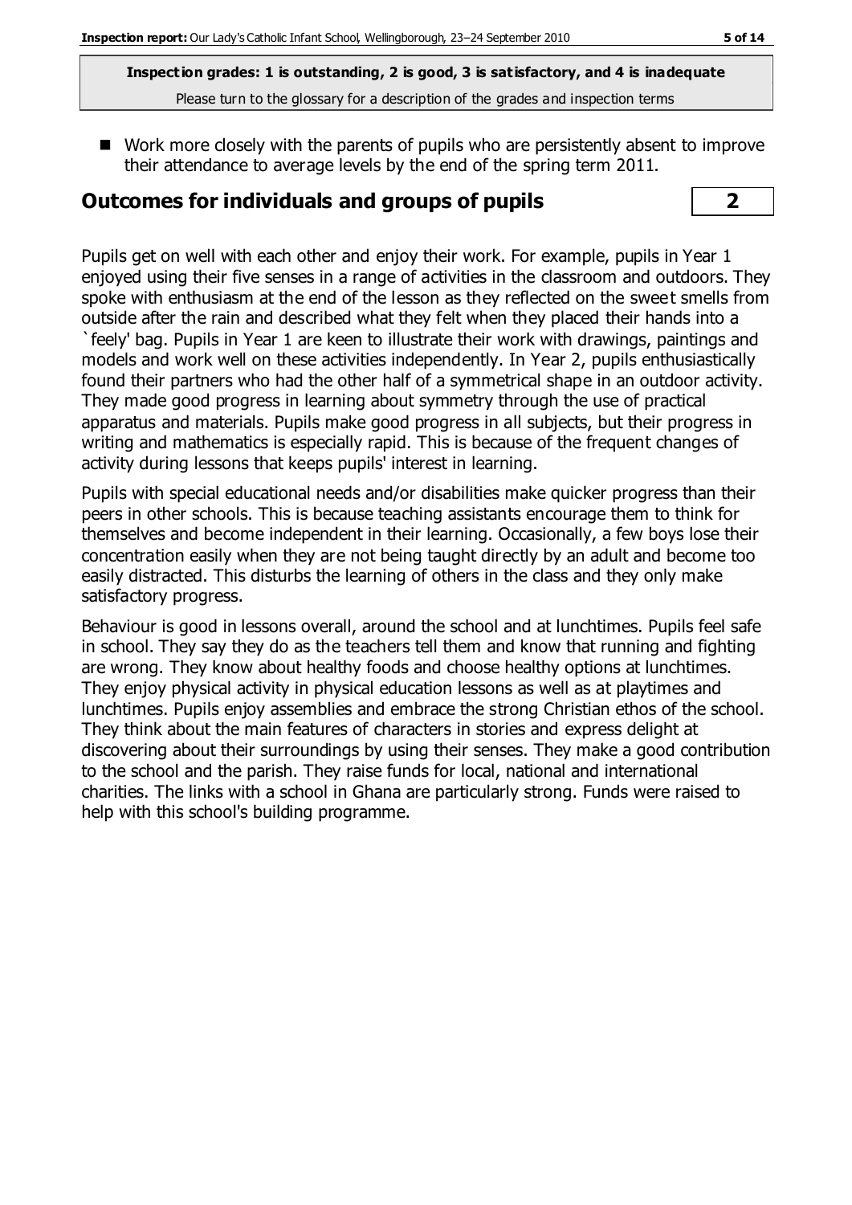**Inspection grades: 1 is outstanding, 2 is good, 3 is satisfactory, and 4 is inadequate**

Please turn to the glossary for a description of the grades and inspection terms

- Work more closely with the parents of pupils who are persistently absent to improve their attendance to average levels by the end of the spring term 2011.

## Outcomes for individuals and groups of pupils | 2

Pupils get on well with each other and enjoy their work. For example, pupils in Year 1 enjoyed using their five senses in a range of activities in the classroom and outdoors. They spoke with enthusiasm at the end of the lesson as they reflected on the sweet smells from outside after the rain and described what they felt when they placed their hands into a `feely' bag. Pupils in Year 1 are keen to illustrate their work with drawings, paintings and models and work well on these activities independently. In Year 2, pupils enthusiastically found their partners who had the other half of a symmetrical shape in an outdoor activity. They made good progress in learning about symmetry through the use of practical apparatus and materials. Pupils make good progress in all subjects, but their progress in writing and mathematics is especially rapid. This is because of the frequent changes of activity during lessons that keeps pupils' interest in learning.

Pupils with special educational needs and/or disabilities make quicker progress than their peers in other schools. This is because teaching assistants encourage them to think for themselves and become independent in their learning. Occasionally, a few boys lose their concentration easily when they are not being taught directly by an adult and become too easily distracted. This disturbs the learning of others in the class and they only make satisfactory progress.

Behaviour is good in lessons overall, around the school and at lunchtimes. Pupils feel safe in school. They say they do as the teachers tell them and know that running and fighting are wrong. They know about healthy foods and choose healthy options at lunchtimes. They enjoy physical activity in physical education lessons as well as at playtimes and lunchtimes. Pupils enjoy assemblies and embrace the strong Christian ethos of the school. They think about the main features of characters in stories and express delight at discovering about their surroundings by using their senses. They make a good contribution to the school and the parish. They raise funds for local, national and international charities. The links with a school in Ghana are particularly strong. Funds were raised to help with this school's building programme.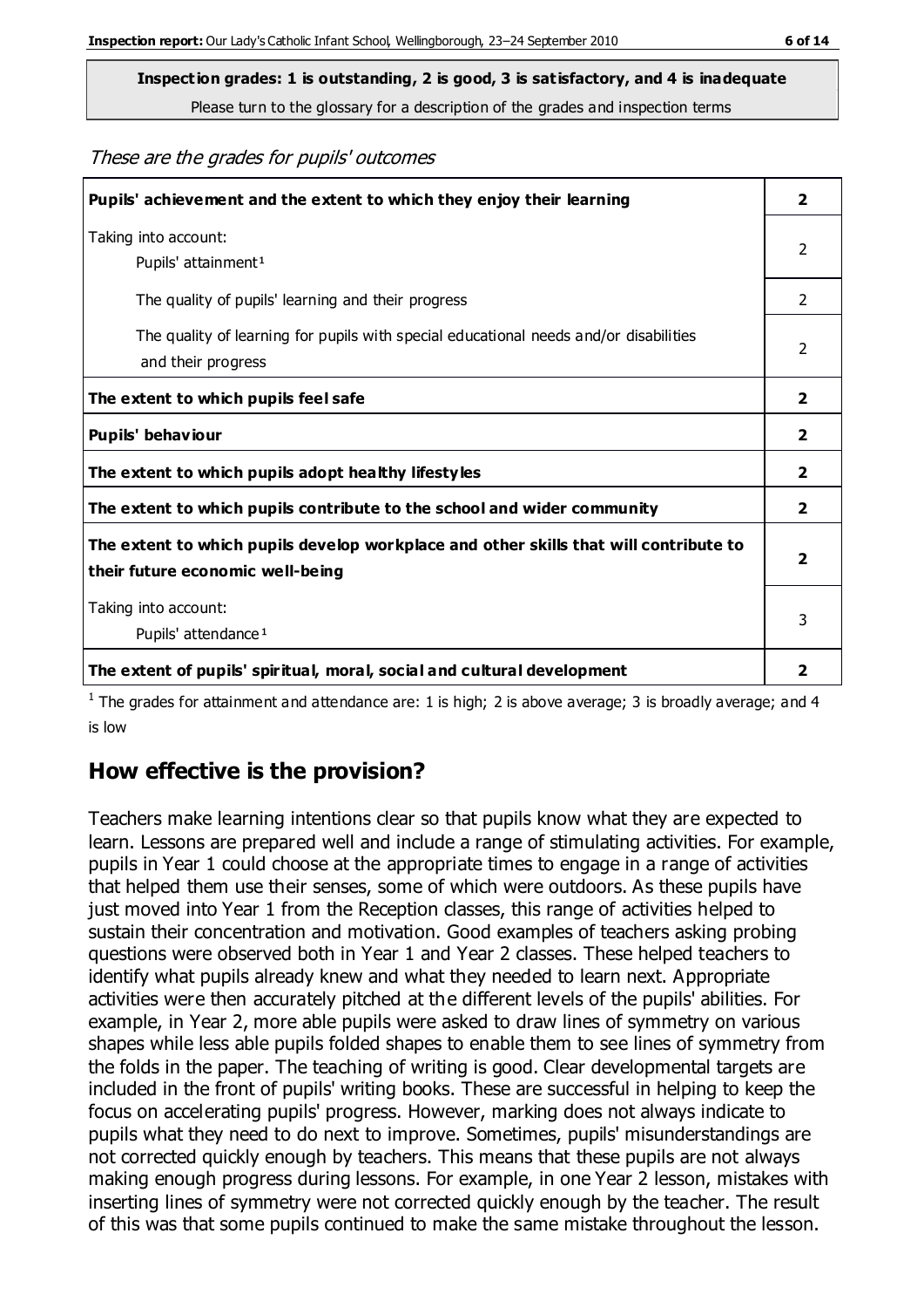**Inspection grades: 1 is outstanding, 2 is good, 3 is satisfactory, and 4 is inadequate**
Please turn to the glossary for a description of the grades and inspection terms

*These are the grades for pupils' outcomes*

| | |
|---|---|
| **Pupils' achievement and the extent to which they enjoy their learning** | **2** |
| Taking into account: Pupils' attainment[1] | 2 |
| The quality of pupils' learning and their progress | 2 |
| The quality of learning for pupils with special educational needs and/or disabilities and their progress | 2 |
| **The extent to which pupils feel safe** | **2** |
| **Pupils' behaviour** | **2** |
| **The extent to which pupils adopt healthy lifestyles** | **2** |
| **The extent to which pupils contribute to the school and wider community** | **2** |
| **The extent to which pupils develop workplace and other skills that will contribute to their future economic well-being** | **2** |
| Taking into account: Pupils' attendance[1] | 3 |
| **The extent of pupils' spiritual, moral, social and cultural development** | **2** |

[1] The grades for attainment and attendance are: 1 is high; 2 is above average; 3 is broadly average; and 4 is low

## How effective is the provision?

Teachers make learning intentions clear so that pupils know what they are expected to learn. Lessons are prepared well and include a range of stimulating activities. For example, pupils in Year 1 could choose at the appropriate times to engage in a range of activities that helped them use their senses, some of which were outdoors. As these pupils have just moved into Year 1 from the Reception classes, this range of activities helped to sustain their concentration and motivation. Good examples of teachers asking probing questions were observed both in Year 1 and Year 2 classes. These helped teachers to identify what pupils already knew and what they needed to learn next. Appropriate activities were then accurately pitched at the different levels of the pupils' abilities. For example, in Year 2, more able pupils were asked to draw lines of symmetry on various shapes while less able pupils folded shapes to enable them to see lines of symmetry from the folds in the paper. The teaching of writing is good. Clear developmental targets are included in the front of pupils' writing books. These are successful in helping to keep the focus on accelerating pupils' progress. However, marking does not always indicate to pupils what they need to do next to improve. Sometimes, pupils' misunderstandings are not corrected quickly enough by teachers. This means that these pupils are not always making enough progress during lessons. For example, in one Year 2 lesson, mistakes with inserting lines of symmetry were not corrected quickly enough by the teacher. The result of this was that some pupils continued to make the same mistake throughout the lesson.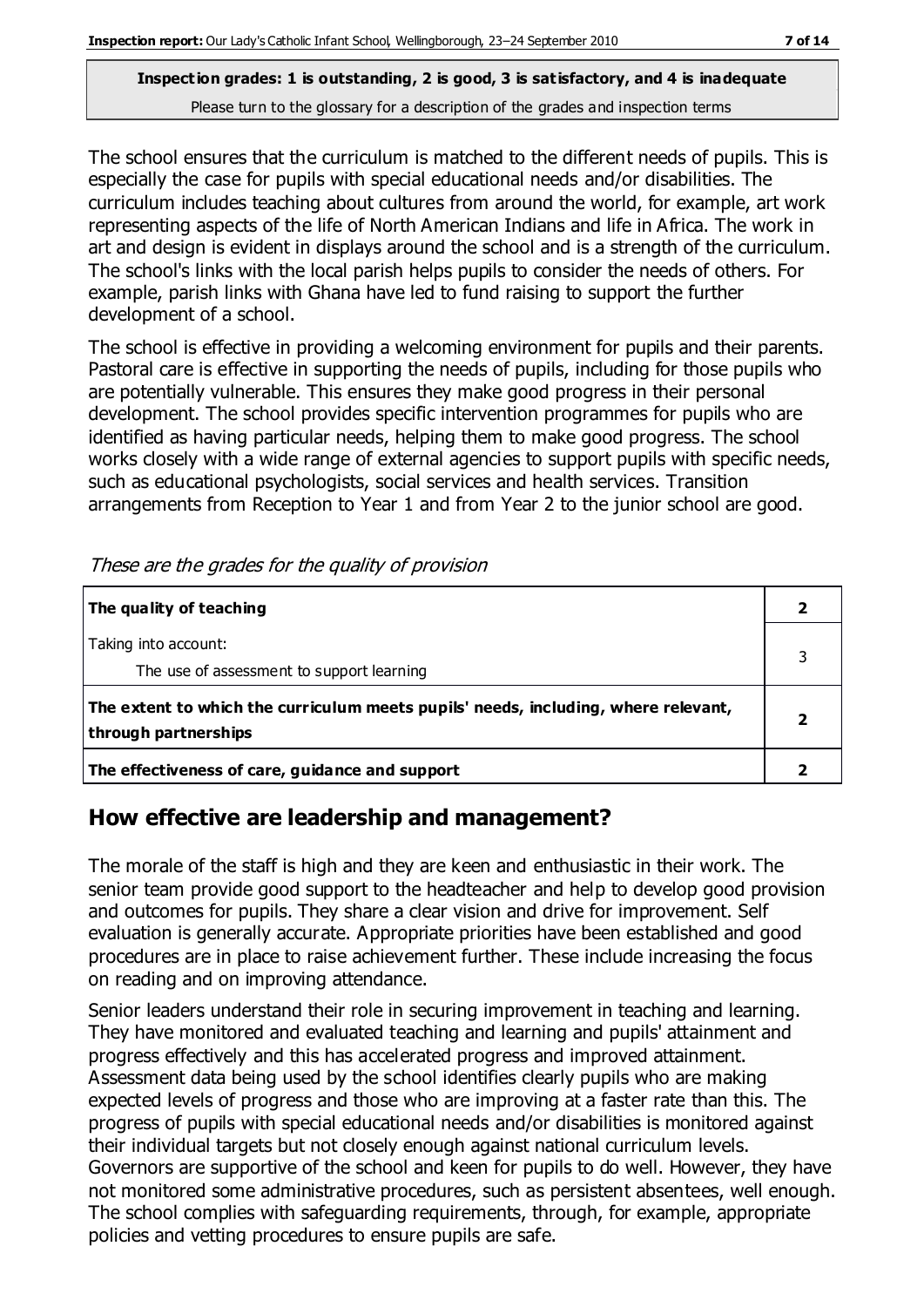**Inspection grades: 1 is outstanding, 2 is good, 3 is satisfactory, and 4 is inadequate**
Please turn to the glossary for a description of the grades and inspection terms

The school ensures that the curriculum is matched to the different needs of pupils. This is especially the case for pupils with special educational needs and/or disabilities. The curriculum includes teaching about cultures from around the world, for example, art work representing aspects of the life of North American Indians and life in Africa. The work in art and design is evident in displays around the school and is a strength of the curriculum. The school's links with the local parish helps pupils to consider the needs of others. For example, parish links with Ghana have led to fund raising to support the further development of a school.

The school is effective in providing a welcoming environment for pupils and their parents. Pastoral care is effective in supporting the needs of pupils, including for those pupils who are potentially vulnerable. This ensures they make good progress in their personal development. The school provides specific intervention programmes for pupils who are identified as having particular needs, helping them to make good progress. The school works closely with a wide range of external agencies to support pupils with specific needs, such as educational psychologists, social services and health services. Transition arrangements from Reception to Year 1 and from Year 2 to the junior school are good.

*These are the grades for the quality of provision*

| | |
|---|---|
| **The quality of teaching** | **2** |
| Taking into account:<br>The use of assessment to support learning | 3 |
| **The extent to which the curriculum meets pupils' needs, including, where relevant, through partnerships** | **2** |
| **The effectiveness of care, guidance and support** | **2** |

## How effective are leadership and management?

The morale of the staff is high and they are keen and enthusiastic in their work. The senior team provide good support to the headteacher and help to develop good provision and outcomes for pupils. They share a clear vision and drive for improvement. Self evaluation is generally accurate. Appropriate priorities have been established and good procedures are in place to raise achievement further. These include increasing the focus on reading and on improving attendance.

Senior leaders understand their role in securing improvement in teaching and learning. They have monitored and evaluated teaching and learning and pupils' attainment and progress effectively and this has accelerated progress and improved attainment. Assessment data being used by the school identifies clearly pupils who are making expected levels of progress and those who are improving at a faster rate than this. The progress of pupils with special educational needs and/or disabilities is monitored against their individual targets but not closely enough against national curriculum levels. Governors are supportive of the school and keen for pupils to do well. However, they have not monitored some administrative procedures, such as persistent absentees, well enough. The school complies with safeguarding requirements, through, for example, appropriate policies and vetting procedures to ensure pupils are safe.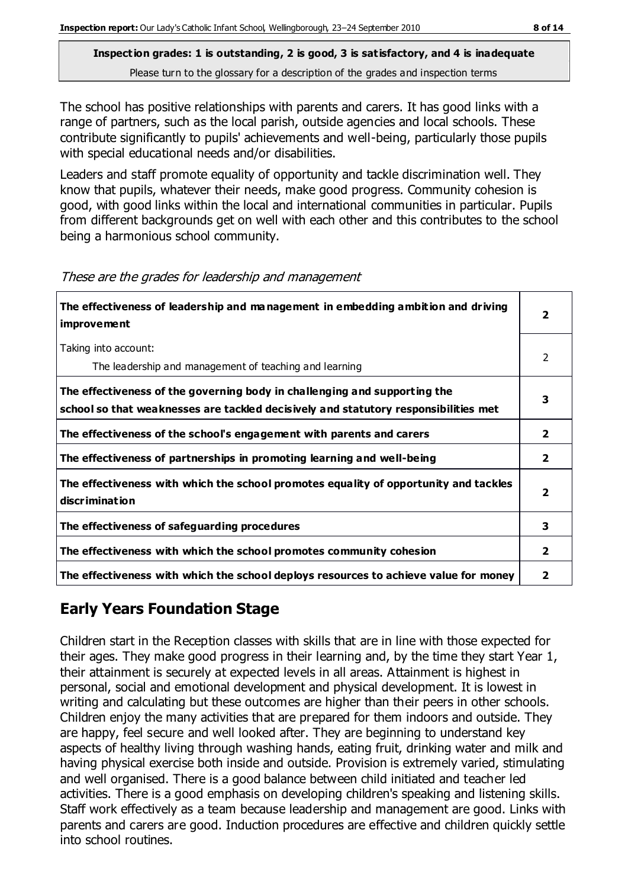**Inspection grades: 1 is outstanding, 2 is good, 3 is satisfactory, and 4 is inadequate**
Please turn to the glossary for a description of the grades and inspection terms

The school has positive relationships with parents and carers. It has good links with a range of partners, such as the local parish, outside agencies and local schools. These contribute significantly to pupils' achievements and well-being, particularly those pupils with special educational needs and/or disabilities.

Leaders and staff promote equality of opportunity and tackle discrimination well. They know that pupils, whatever their needs, make good progress. Community cohesion is good, with good links within the local and international communities in particular. Pupils from different backgrounds get on well with each other and this contributes to the school being a harmonious school community.

*These are the grades for leadership and management*

| | |
|---|---|
| **The effectiveness of leadership and management in embedding ambition and driving improvement** | **2** |
| Taking into account: The leadership and management of teaching and learning | 2 |
| **The effectiveness of the governing body in challenging and supporting the school so that weaknesses are tackled decisively and statutory responsibilities met** | **3** |
| **The effectiveness of the school's engagement with parents and carers** | **2** |
| **The effectiveness of partnerships in promoting learning and well-being** | **2** |
| **The effectiveness with which the school promotes equality of opportunity and tackles discrimination** | **2** |
| **The effectiveness of safeguarding procedures** | **3** |
| **The effectiveness with which the school promotes community cohesion** | **2** |
| **The effectiveness with which the school deploys resources to achieve value for money** | **2** |

## Early Years Foundation Stage

Children start in the Reception classes with skills that are in line with those expected for their ages. They make good progress in their learning and, by the time they start Year 1, their attainment is securely at expected levels in all areas. Attainment is highest in personal, social and emotional development and physical development. It is lowest in writing and calculating but these outcomes are higher than their peers in other schools. Children enjoy the many activities that are prepared for them indoors and outside. They are happy, feel secure and well looked after. They are beginning to understand key aspects of healthy living through washing hands, eating fruit, drinking water and milk and having physical exercise both inside and outside. Provision is extremely varied, stimulating and well organised. There is a good balance between child initiated and teacher led activities. There is a good emphasis on developing children's speaking and listening skills. Staff work effectively as a team because leadership and management are good. Links with parents and carers are good. Induction procedures are effective and children quickly settle into school routines.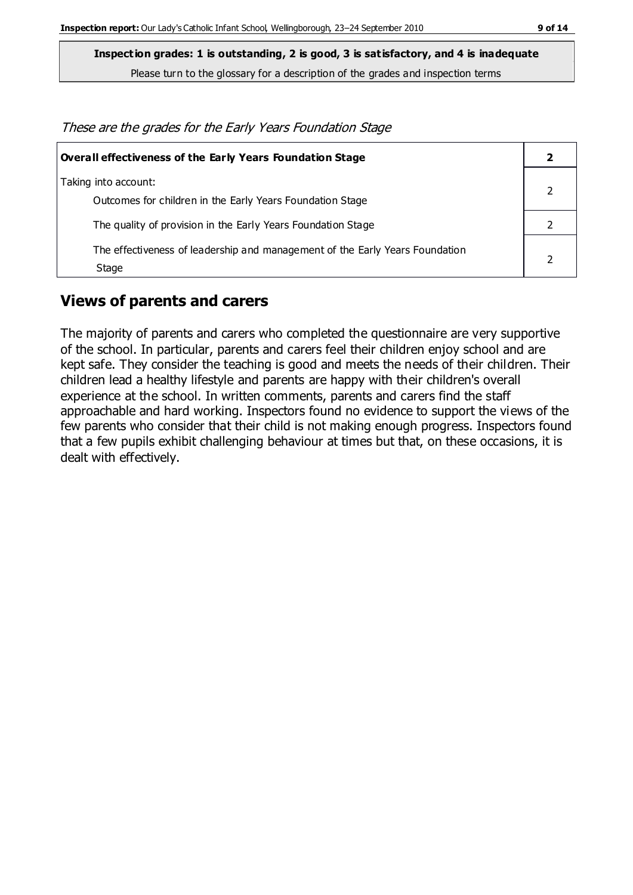**Inspection grades: 1 is outstanding, 2 is good, 3 is satisfactory, and 4 is inadequate**
Please turn to the glossary for a description of the grades and inspection terms

*These are the grades for the Early Years Foundation Stage*

| **Overall effectiveness of the Early Years Foundation Stage** | **2** |
|---|---|
| Taking into account:<br>Outcomes for children in the Early Years Foundation Stage | 2 |
| The quality of provision in the Early Years Foundation Stage | 2 |
| The effectiveness of leadership and management of the Early Years Foundation Stage | 2 |

## Views of parents and carers

The majority of parents and carers who completed the questionnaire are very supportive of the school. In particular, parents and carers feel their children enjoy school and are kept safe. They consider the teaching is good and meets the needs of their children. Their children lead a healthy lifestyle and parents are happy with their children's overall experience at the school. In written comments, parents and carers find the staff approachable and hard working. Inspectors found no evidence to support the views of the few parents who consider that their child is not making enough progress. Inspectors found that a few pupils exhibit challenging behaviour at times but that, on these occasions, it is dealt with effectively.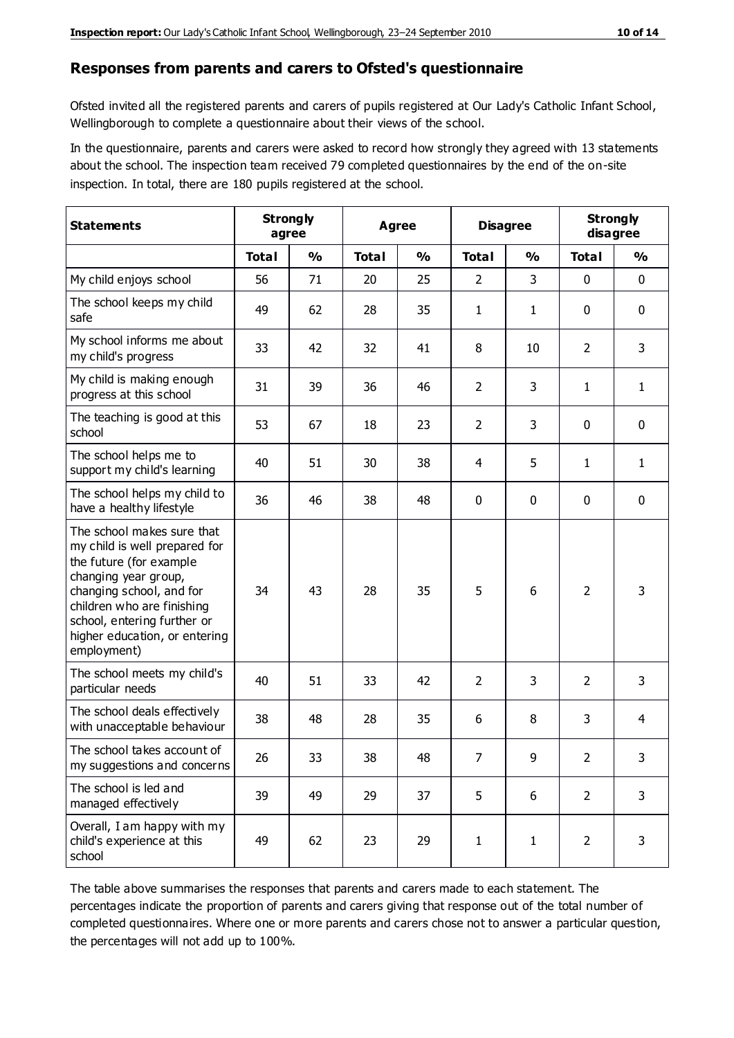## Responses from parents and carers to Ofsted's questionnaire

Ofsted invited all the registered parents and carers of pupils registered at Our Lady's Catholic Infant School, Wellingborough to complete a questionnaire about their views of the school.

In the questionnaire, parents and carers were asked to record how strongly they agreed with 13 statements about the school. The inspection team received 79 completed questionnaires by the end of the on-site inspection. In total, there are 180 pupils registered at the school.

| Statements | Strongly agree | | Agree | | Disagree | | Strongly disagree | |
|---|---|---|---|---|---|---|---|---|
| | Total | % | Total | % | Total | % | Total | % |
| My child enjoys school | 56 | 71 | 20 | 25 | 2 | 3 | 0 | 0 |
| The school keeps my child safe | 49 | 62 | 28 | 35 | 1 | 1 | 0 | 0 |
| My school informs me about my child's progress | 33 | 42 | 32 | 41 | 8 | 10 | 2 | 3 |
| My child is making enough progress at this school | 31 | 39 | 36 | 46 | 2 | 3 | 1 | 1 |
| The teaching is good at this school | 53 | 67 | 18 | 23 | 2 | 3 | 0 | 0 |
| The school helps me to support my child's learning | 40 | 51 | 30 | 38 | 4 | 5 | 1 | 1 |
| The school helps my child to have a healthy lifestyle | 36 | 46 | 38 | 48 | 0 | 0 | 0 | 0 |
| The school makes sure that my child is well prepared for the future (for example changing year group, changing school, and for children who are finishing school, entering further or higher education, or entering employment) | 34 | 43 | 28 | 35 | 5 | 6 | 2 | 3 |
| The school meets my child's particular needs | 40 | 51 | 33 | 42 | 2 | 3 | 2 | 3 |
| The school deals effectively with unacceptable behaviour | 38 | 48 | 28 | 35 | 6 | 8 | 3 | 4 |
| The school takes account of my suggestions and concerns | 26 | 33 | 38 | 48 | 7 | 9 | 2 | 3 |
| The school is led and managed effectively | 39 | 49 | 29 | 37 | 5 | 6 | 2 | 3 |
| Overall, I am happy with my child's experience at this school | 49 | 62 | 23 | 29 | 1 | 1 | 2 | 3 |

The table above summarises the responses that parents and carers made to each statement. The percentages indicate the proportion of parents and carers giving that response out of the total number of completed questionnaires. Where one or more parents and carers chose not to answer a particular question, the percentages will not add up to 100%.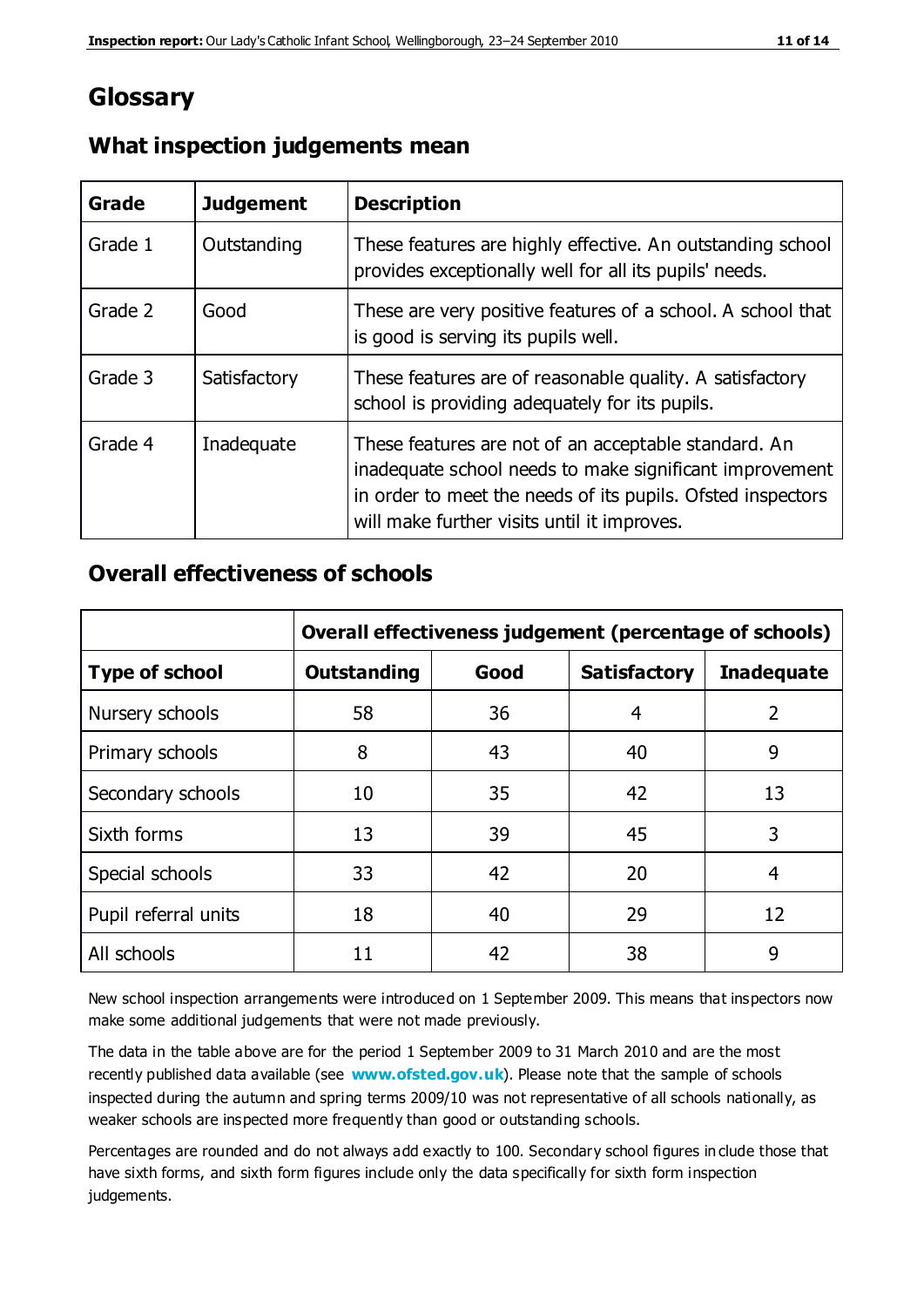# Glossary

## What inspection judgements mean

| Grade | Judgement | Description |
|---|---|---|
| Grade 1 | Outstanding | These features are highly effective. An outstanding school provides exceptionally well for all its pupils' needs. |
| Grade 2 | Good | These are very positive features of a school. A school that is good is serving its pupils well. |
| Grade 3 | Satisfactory | These features are of reasonable quality. A satisfactory school is providing adequately for its pupils. |
| Grade 4 | Inadequate | These features are not of an acceptable standard. An inadequate school needs to make significant improvement in order to meet the needs of its pupils. Ofsted inspectors will make further visits until it improves. |

## Overall effectiveness of schools

| | Overall effectiveness judgement (percentage of schools) | | | |
|---|---|---|---|---|
| **Type of school** | **Outstanding** | **Good** | **Satisfactory** | **Inadequate** |
| Nursery schools | 58 | 36 | 4 | 2 |
| Primary schools | 8 | 43 | 40 | 9 |
| Secondary schools | 10 | 35 | 42 | 13 |
| Sixth forms | 13 | 39 | 45 | 3 |
| Special schools | 33 | 42 | 20 | 4 |
| Pupil referral units | 18 | 40 | 29 | 12 |
| All schools | 11 | 42 | 38 | 9 |

New school inspection arrangements were introduced on 1 September 2009. This means that inspectors now make some additional judgements that were not made previously.

The data in the table above are for the period 1 September 2009 to 31 March 2010 and are the most recently published data available (see **www.ofsted.gov.uk**). Please note that the sample of schools inspected during the autumn and spring terms 2009/10 was not representative of all schools nationally, as weaker schools are inspected more frequently than good or outstanding schools.

Percentages are rounded and do not always add exactly to 100. Secondary school figures include those that have sixth forms, and sixth form figures include only the data specifically for sixth form inspection judgements.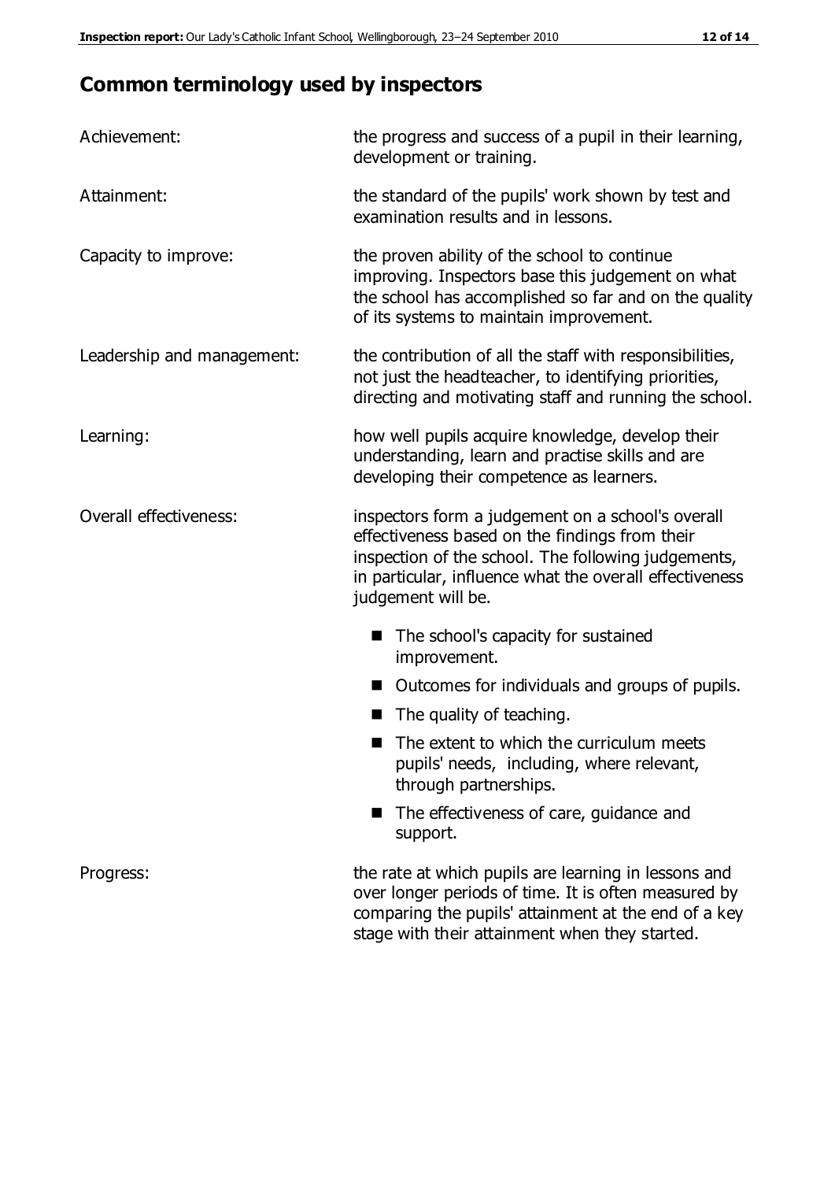## Common terminology used by inspectors

**Achievement:** the progress and success of a pupil in their learning, development or training.

**Attainment:** the standard of the pupils' work shown by test and examination results and in lessons.

**Capacity to improve:** the proven ability of the school to continue improving. Inspectors base this judgement on what the school has accomplished so far and on the quality of its systems to maintain improvement.

**Leadership and management:** the contribution of all the staff with responsibilities, not just the headteacher, to identifying priorities, directing and motivating staff and running the school.

**Learning:** how well pupils acquire knowledge, develop their understanding, learn and practise skills and are developing their competence as learners.

**Overall effectiveness:** inspectors form a judgement on a school's overall effectiveness based on the findings from their inspection of the school. The following judgements, in particular, influence what the overall effectiveness judgement will be.

- The school's capacity for sustained improvement.
- Outcomes for individuals and groups of pupils.
- The quality of teaching.
- The extent to which the curriculum meets pupils' needs, including, where relevant, through partnerships.
- The effectiveness of care, guidance and support.

**Progress:** the rate at which pupils are learning in lessons and over longer periods of time. It is often measured by comparing the pupils' attainment at the end of a key stage with their attainment when they started.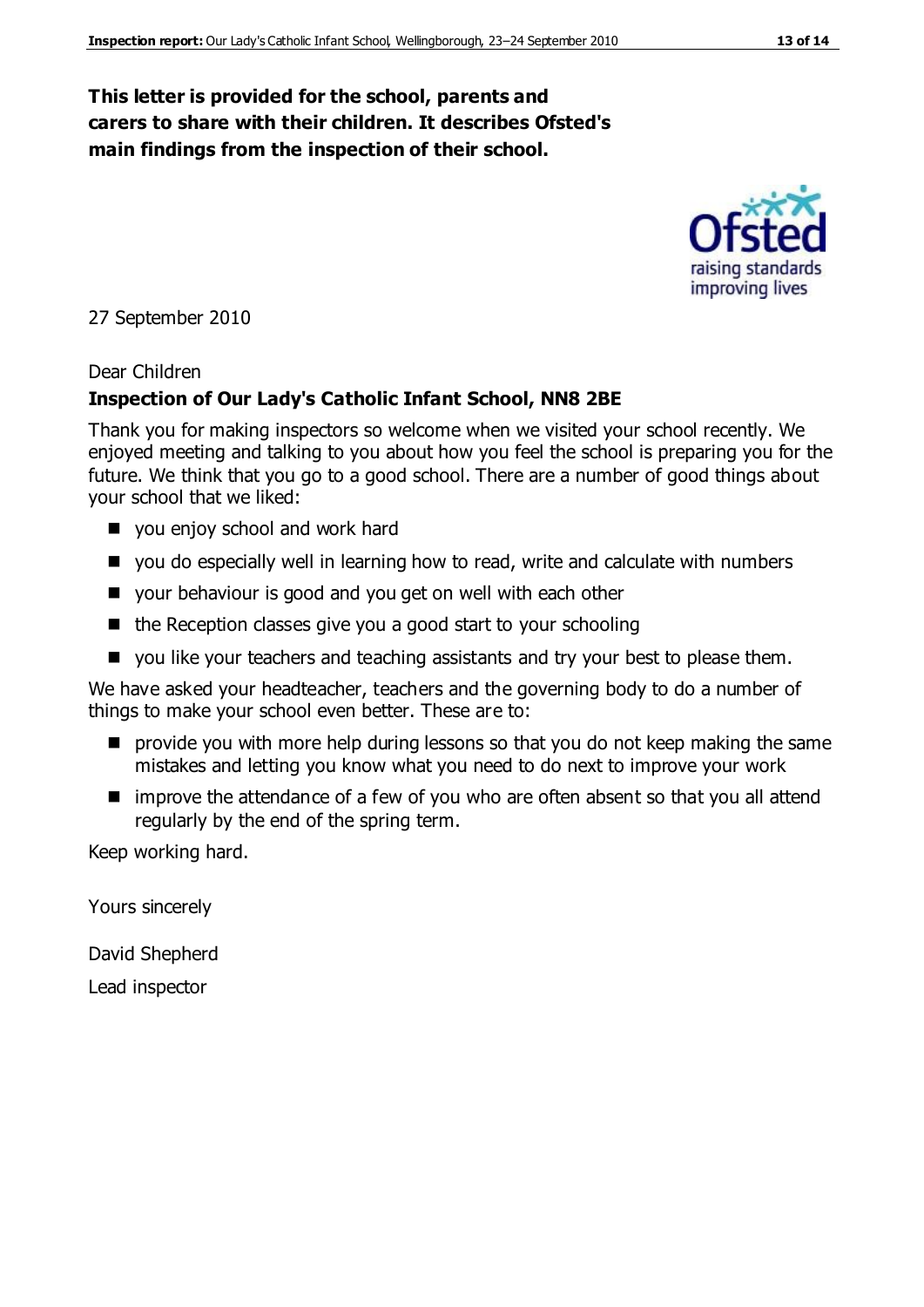**This letter is provided for the school, parents and carers to share with their children. It describes Ofsted's main findings from the inspection of their school.**

27 September 2010

Dear Children

**Inspection of Our Lady's Catholic Infant School, NN8 2BE**

Thank you for making inspectors so welcome when we visited your school recently. We enjoyed meeting and talking to you about how you feel the school is preparing you for the future. We think that you go to a good school. There are a number of good things about your school that we liked:

- you enjoy school and work hard
- you do especially well in learning how to read, write and calculate with numbers
- your behaviour is good and you get on well with each other
- the Reception classes give you a good start to your schooling
- you like your teachers and teaching assistants and try your best to please them.

We have asked your headteacher, teachers and the governing body to do a number of things to make your school even better. These are to:

- provide you with more help during lessons so that you do not keep making the same mistakes and letting you know what you need to do next to improve your work
- improve the attendance of a few of you who are often absent so that you all attend regularly by the end of the spring term.

Keep working hard.

Yours sincerely

David Shepherd

Lead inspector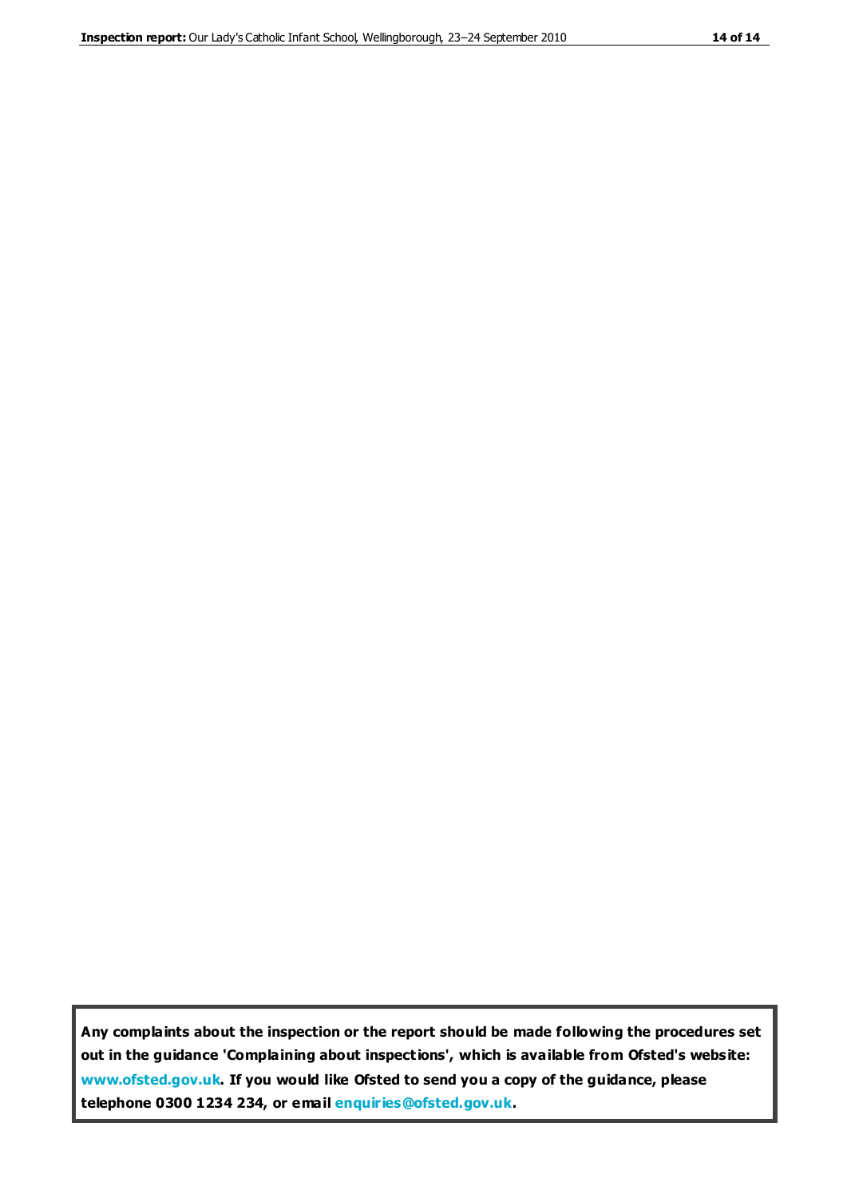**Any complaints about the inspection or the report should be made following the procedures set out in the guidance 'Complaining about inspections', which is available from Ofsted's website: www.ofsted.gov.uk. If you would like Ofsted to send you a copy of the guidance, please telephone 0300 1234 234, or email enquiries@ofsted.gov.uk.**